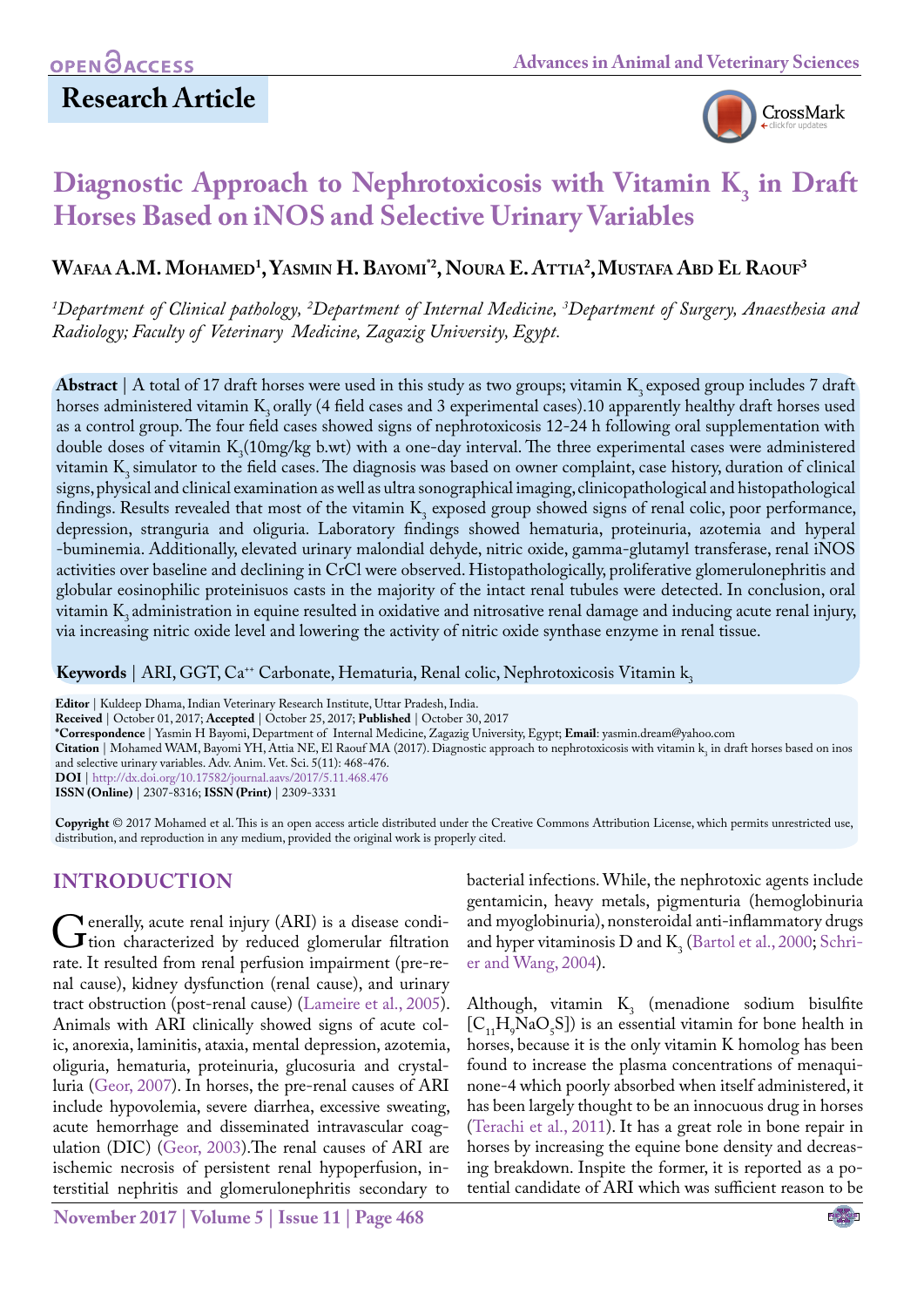OPEN ACCESS

# Research Article

# Diagnostic Approach to Nephrotoxicosis with Vitamin $K_3$ in Draft Horses Based on iNOS and Selective Urinary Variables

**Wafaa A.M. Mohamed[1], Yasmin H. Bayomi*[2], Noura E. Attia[2], Mustafa Abd El Raouf[3]**

*[1]Department of Clinical pathology, [2]Department of Internal Medicine, [3]Department of Surgery, Anaesthesia and Radiology; Faculty of Veterinary Medicine, Zagazig University, Egypt.*

**Abstract** | A total of 17 draft horses were used in this study as two groups; vitamin $K_3$ exposed group includes 7 draft horses administered vitamin $K_3$ orally (4 field cases and 3 experimental cases).10 apparently healthy draft horses used as a control group. The four field cases showed signs of nephrotoxicosis 12-24 h following oral supplementation with double doses of vitamin $K_3$(10mg/kg b.wt) with a one-day interval. The three experimental cases were administered vitamin $K_3$ simulator to the field cases. The diagnosis was based on owner complaint, case history, duration of clinical signs, physical and clinical examination as well as ultra sonographical imaging, clinicopathological and histopathological findings. Results revealed that most of the vitamin $K_3$ exposed group showed signs of renal colic, poor performance, depression, stranguria and oliguria. Laboratory findings showed hematuria, proteinuria, azotemia and hyperal -buminemia. Additionally, elevated urinary malondial dehyde, nitric oxide, gamma-glutamyl transferase, renal iNOS activities over baseline and declining in CrCl were observed. Histopathologically, proliferative glomerulonephritis and globular eosinophilic proteinisuos casts in the majority of the intact renal tubules were detected. In conclusion, oral vitamin $K_3$ administration in equine resulted in oxidative and nitrosative renal damage and inducing acute renal injury, via increasing nitric oxide level and lowering the activity of nitric oxide synthase enzyme in renal tissue.

**Keywords** | ARI, GGT, $Ca^{++}$ Carbonate, Hematuria, Renal colic, Nephrotoxicosis Vitamin $k_3$

**Editor** | Kuldeep Dhama, Indian Veterinary Research Institute, Uttar Pradesh, India.
**Received** | October 01, 2017; **Accepted** | October 25, 2017; **Published** | October 30, 2017
***Correspondence** | Yasmin H Bayomi, Department of Internal Medicine, Zagazig University, Egypt; **Email**: yasmin.dream@yahoo.com
**Citation** | Mohamed WAM, Bayomi YH, Attia NE, El Raouf MA (2017). Diagnostic approach to nephrotoxicosis with vitamin $k_3$ in draft horses based on inos and selective urinary variables. Adv. Anim. Vet. Sci. 5(11): 468-476.
**DOI** | http://dx.doi.org/10.17582/journal.aavs/2017/5.11.468.476
**ISSN (Online)** | 2307-8316; **ISSN (Print)** | 2309-3331

**Copyright** © 2017 Mohamed et al. This is an open access article distributed under the Creative Commons Attribution License, which permits unrestricted use, distribution, and reproduction in any medium, provided the original work is properly cited.

## INTRODUCTION

Generally, acute renal injury (ARI) is a disease condition characterized by reduced glomerular filtration rate. It resulted from renal perfusion impairment (pre-renal cause), kidney dysfunction (renal cause), and urinary tract obstruction (post-renal cause) (Lameire et al., 2005). Animals with ARI clinically showed signs of acute colic, anorexia, laminitis, ataxia, mental depression, azotemia, oliguria, hematuria, proteinuria, glucosuria and crystalluria (Geor, 2007). In horses, the pre-renal causes of ARI include hypovolemia, severe diarrhea, excessive sweating, acute hemorrhage and disseminated intravascular coagulation (DIC) (Geor, 2003).The renal causes of ARI are ischemic necrosis of persistent renal hypoperfusion, interstitial nephritis and glomerulonephritis secondary to bacterial infections. While, the nephrotoxic agents include gentamicin, heavy metals, pigmenturia (hemoglobinuria and myoglobinuria), nonsteroidal anti-inflammatory drugs and hyper vitaminosis D and $K_3$ (Bartol et al., 2000; Schrier and Wang, 2004).

Although, vitamin $K_3$ (menadione sodium bisulfite [$C_{11}H_9NaO_5S$]) is an essential vitamin for bone health in horses, because it is the only vitamin K homolog has been found to increase the plasma concentrations of menaquinone-4 which poorly absorbed when itself administered, it has been largely thought to be an innocuous drug in horses (Terachi et al., 2011). It has a great role in bone repair in horses by increasing the equine bone density and decreasing breakdown. Inspite the former, it is reported as a potential candidate of ARI which was sufficient reason to be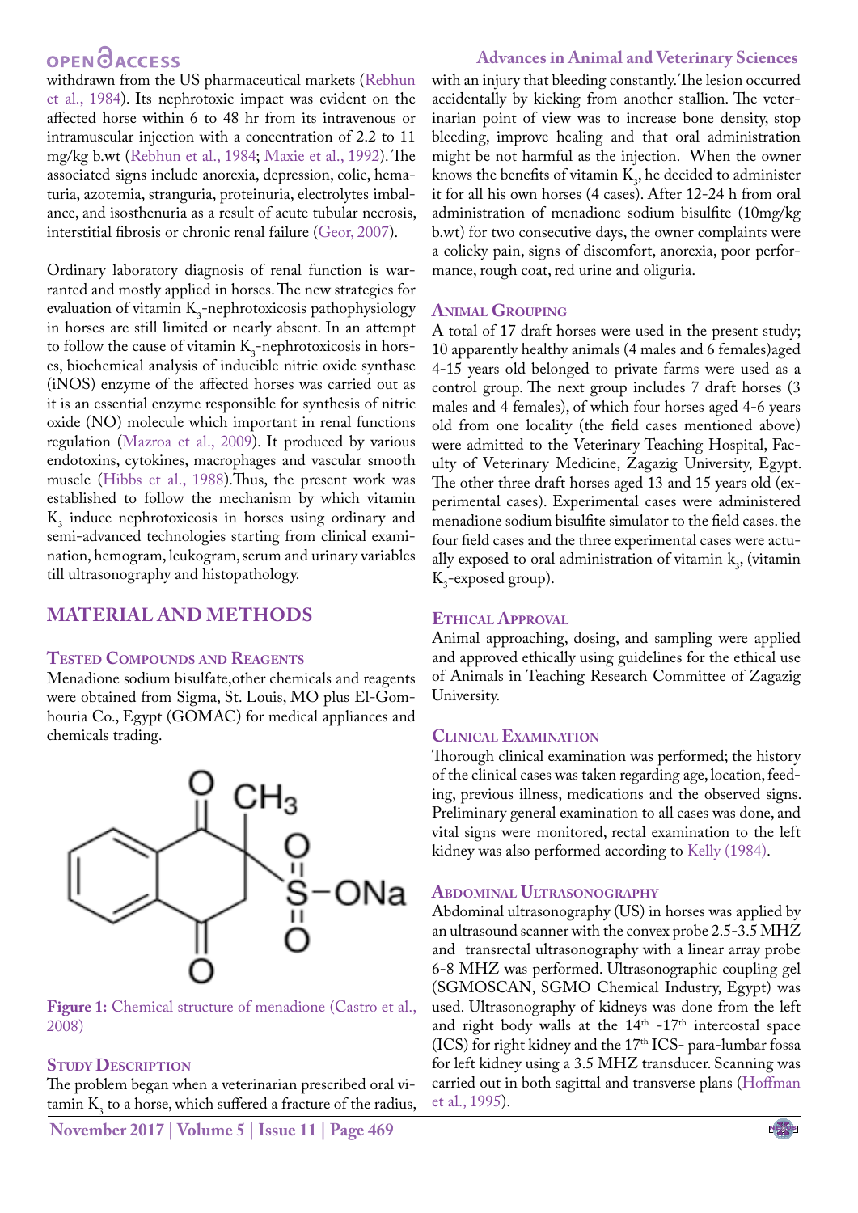withdrawn from the US pharmaceutical markets (Rebhun et al., 1984). Its nephrotoxic impact was evident on the affected horse within 6 to 48 hr from its intravenous or intramuscular injection with a concentration of 2.2 to 11 mg/kg b.wt (Rebhun et al., 1984; Maxie et al., 1992). The associated signs include anorexia, depression, colic, hematuria, azotemia, stranguria, proteinuria, electrolytes imbalance, and isosthenuria as a result of acute tubular necrosis, interstitial fibrosis or chronic renal failure (Geor, 2007).

Ordinary laboratory diagnosis of renal function is warranted and mostly applied in horses. The new strategies for evaluation of vitamin $K_3$-nephrotoxicosis pathophysiology in horses are still limited or nearly absent. In an attempt to follow the cause of vitamin $K_3$-nephrotoxicosis in horses, biochemical analysis of inducible nitric oxide synthase (iNOS) enzyme of the affected horses was carried out as it is an essential enzyme responsible for synthesis of nitric oxide (NO) molecule which important in renal functions regulation (Mazroa et al., 2009). It produced by various endotoxins, cytokines, macrophages and vascular smooth muscle (Hibbs et al., 1988). Thus, the present work was established to follow the mechanism by which vitamin $K_3$ induce nephrotoxicosis in horses using ordinary and semi-advanced technologies starting from clinical examination, hemogram, leukogram, serum and urinary variables till ultrasonography and histopathology.

## MATERIAL AND METHODS

### Tested Compounds and Reagents

Menadione sodium bisulfate, other chemicals and reagents were obtained from Sigma, St. Louis, MO plus El-Gomhouria Co., Egypt (GOMAC) for medical appliances and chemicals trading.

Figure 1: Chemical structure of menadione (Castro et al., 2008)

### Study Description

The problem began when a veterinarian prescribed oral vitamin $K_3$ to a horse, which suffered a fracture of the radius, with an injury that bleeding constantly. The lesion occurred accidentally by kicking from another stallion. The veterinarian point of view was to increase bone density, stop bleeding, improve healing and that oral administration might be not harmful as the injection. When the owner knows the benefits of vitamin $K_3$, he decided to administer it for all his own horses (4 cases). After 12-24 h from oral administration of menadione sodium bisulfite (10mg/kg b.wt) for two consecutive days, the owner complaints were a colicky pain, signs of discomfort, anorexia, poor performance, rough coat, red urine and oliguria.

### Animal Grouping

A total of 17 draft horses were used in the present study; 10 apparently healthy animals (4 males and 6 females)aged 4-15 years old belonged to private farms were used as a control group. The next group includes 7 draft horses (3 males and 4 females), of which four horses aged 4-6 years old from one locality (the field cases mentioned above) were admitted to the Veterinary Teaching Hospital, Faculty of Veterinary Medicine, Zagazig University, Egypt. The other three draft horses aged 13 and 15 years old (experimental cases). Experimental cases were administered menadione sodium bisulfite simulator to the field cases. the four field cases and the three experimental cases were actually exposed to oral administration of vitamin $k_3$, (vitamin $K_3$-exposed group).

### Ethical Approval

Animal approaching, dosing, and sampling were applied and approved ethically using guidelines for the ethical use of Animals in Teaching Research Committee of Zagazig University.

### Clinical Examination

Thorough clinical examination was performed; the history of the clinical cases was taken regarding age, location, feeding, previous illness, medications and the observed signs. Preliminary general examination to all cases was done, and vital signs were monitored, rectal examination to the left kidney was also performed according to Kelly (1984).

### Abdominal Ultrasonography

Abdominal ultrasonography (US) in horses was applied by an ultrasound scanner with the convex probe 2.5-3.5 MHZ and transrectal ultrasonography with a linear array probe 6-8 MHZ was performed. Ultrasonographic coupling gel (SGMOSCAN, SGMO Chemical Industry, Egypt) was used. Ultrasonography of kidneys was done from the left and right body walls at the 14th -17th intercostal space (ICS) for right kidney and the 17th ICS- para-lumbar fossa for left kidney using a 3.5 MHZ transducer. Scanning was carried out in both sagittal and transverse plans (Hoffman et al., 1995).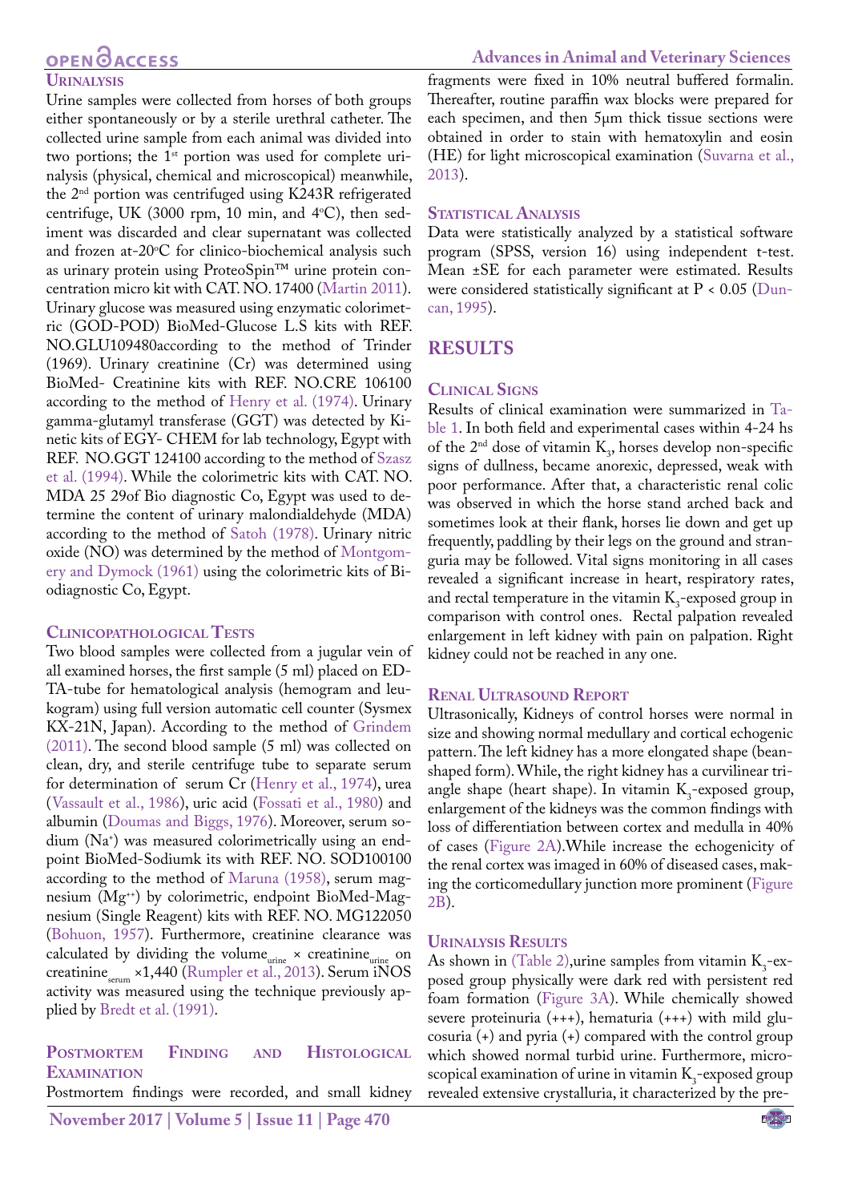### Urinalysis

Urine samples were collected from horses of both groups either spontaneously or by a sterile urethral catheter. The collected urine sample from each animal was divided into two portions; the 1st portion was used for complete urinalysis (physical, chemical and microscopical) meanwhile, the 2nd portion was centrifuged using K243R refrigerated centrifuge, UK (3000 rpm, 10 min, and 4°C), then sediment was discarded and clear supernatant was collected and frozen at-20°C for clinico-biochemical analysis such as urinary protein using ProteoSpin™ urine protein concentration micro kit with CAT. NO. 17400 (Martin 2011). Urinary glucose was measured using enzymatic colorimetric (GOD-POD) BioMed-Glucose L.S kits with REF. NO.GLU109480according to the method of Trinder (1969). Urinary creatinine (Cr) was determined using BioMed- Creatinine kits with REF. NO.CRE 106100 according to the method of Henry et al. (1974). Urinary gamma-glutamyl transferase (GGT) was detected by Kinetic kits of EGY- CHEM for lab technology, Egypt with REF. NO.GGT 124100 according to the method of Szasz et al. (1994). While the colorimetric kits with CAT. NO. MDA 25 29of Bio diagnostic Co, Egypt was used to determine the content of urinary malondialdehyde (MDA) according to the method of Satoh (1978). Urinary nitric oxide (NO) was determined by the method of Montgomery and Dymock (1961) using the colorimetric kits of Biodiagnostic Co, Egypt.

### Clinicopathological Tests

Two blood samples were collected from a jugular vein of all examined horses, the first sample (5 ml) placed on EDTA-tube for hematological analysis (hemogram and leukogram) using full version automatic cell counter (Sysmex KX-21N, Japan). According to the method of Grindem (2011). The second blood sample (5 ml) was collected on clean, dry, and sterile centrifuge tube to separate serum for determination of serum Cr (Henry et al., 1974), urea (Vassault et al., 1986), uric acid (Fossati et al., 1980) and albumin (Doumas and Biggs, 1976). Moreover, serum sodium ($Na^+$) was measured colorimetrically using an endpoint BioMed-Sodiumk its with REF. NO. SOD100100 according to the method of Maruna (1958), serum magnesium ($Mg^{++}$) by colorimetric, endpoint BioMed-Magnesium (Single Reagent) kits with REF. NO. MG122050 (Bohuon, 1957). Furthermore, creatinine clearance was calculated by dividing the $volume_{urine} \times creatinine_{urine}$ on $creatinine_{serum} \times 1{,}440$ (Rumpler et al., 2013). Serum iNOS activity was measured using the technique previously applied by Bredt et al. (1991).

### Postmortem Finding and Histological Examination

Postmortem findings were recorded, and small kidney fragments were fixed in 10% neutral buffered formalin. Thereafter, routine paraffin wax blocks were prepared for each specimen, and then 5μm thick tissue sections were obtained in order to stain with hematoxylin and eosin (HE) for light microscopical examination (Suvarna et al., 2013).

### Statistical Analysis

Data were statistically analyzed by a statistical software program (SPSS, version 16) using independent t-test. Mean ±SE for each parameter were estimated. Results were considered statistically significant at $P < 0.05$ (Duncan, 1995).

## RESULTS

### Clinical Signs

Results of clinical examination were summarized in Table 1. In both field and experimental cases within 4-24 hs of the 2nd dose of vitamin $K_3$, horses develop non-specific signs of dullness, became anorexic, depressed, weak with poor performance. After that, a characteristic renal colic was observed in which the horse stand arched back and sometimes look at their flank, horses lie down and get up frequently, paddling by their legs on the ground and stranguria may be followed. Vital signs monitoring in all cases revealed a significant increase in heart, respiratory rates, and rectal temperature in the vitamin $K_3$-exposed group in comparison with control ones. Rectal palpation revealed enlargement in left kidney with pain on palpation. Right kidney could not be reached in any one.

### Renal Ultrasound Report

Ultrasonically, Kidneys of control horses were normal in size and showing normal medullary and cortical echogenic pattern. The left kidney has a more elongated shape (bean-shaped form). While, the right kidney has a curvilinear triangle shape (heart shape). In vitamin $K_3$-exposed group, enlargement of the kidneys was the common findings with loss of differentiation between cortex and medulla in 40% of cases (Figure 2A).While increase the echogenicity of the renal cortex was imaged in 60% of diseased cases, making the corticomedullary junction more prominent (Figure 2B).

### Urinalysis Results

As shown in (Table 2),urine samples from vitamin $K_3$-exposed group physically were dark red with persistent red foam formation (Figure 3A). While chemically showed severe proteinuria (+++), hematuria (+++) with mild glucosuria (+) and pyria (+) compared with the control group which showed normal turbid urine. Furthermore, microscopical examination of urine in vitamin $K_3$-exposed group revealed extensive crystalluria, it characterized by the pre-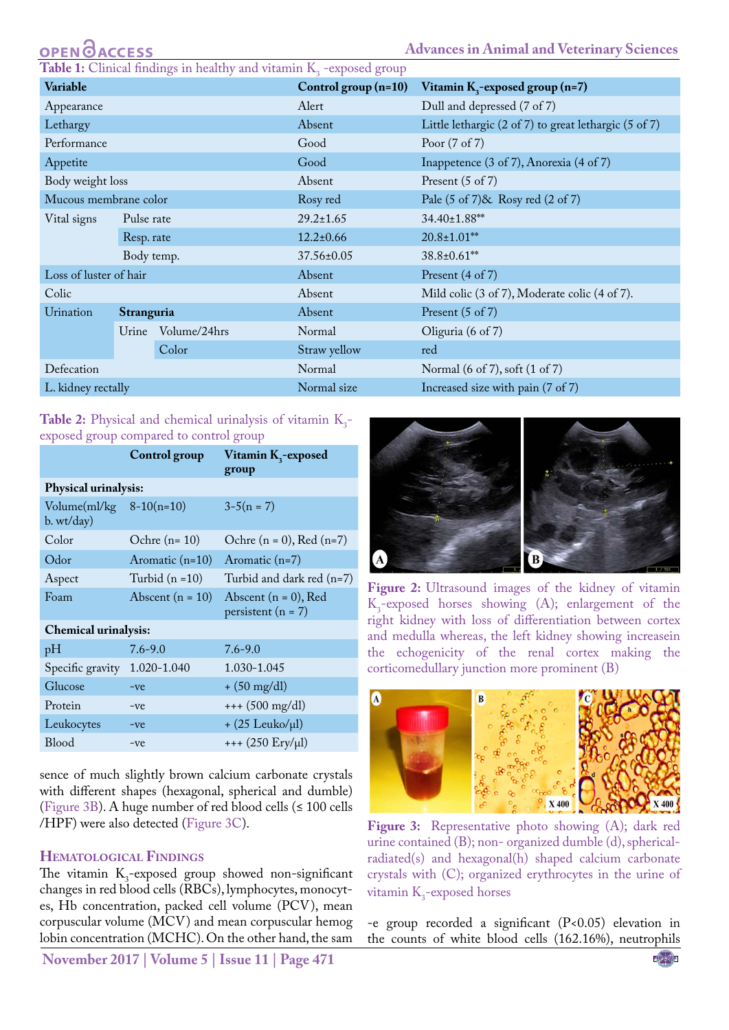**Table 1:** Clinical findings in healthy and vitamin $K_3$ -exposed group

| Variable | | | Control group (n=10) | Vitamin $K_3$-exposed group (n=7) |
|---|---|---|---|---|
| Appearance | | | Alert | Dull and depressed (7 of 7) |
| Lethargy | | | Absent | Little lethargic (2 of 7) to great lethargic (5 of 7) |
| Performance | | | Good | Poor (7 of 7) |
| Appetite | | | Good | Inappetence (3 of 7), Anorexia (4 of 7) |
| Body weight loss | | | Absent | Present (5 of 7) |
| Mucous membrane color | | | Rosy red | Pale (5 of 7)& Rosy red (2 of 7) |
| Vital signs | Pulse rate | | 29.2±1.65 | 34.40±1.88** |
| | Resp. rate | | 12.2±0.66 | 20.8±1.01** |
| | Body temp. | | 37.56±0.05 | 38.8±0.61** |
| Loss of luster of hair | | | Absent | Present (4 of 7) |
| Colic | | | Absent | Mild colic (3 of 7), Moderate colic (4 of 7). |
| Urination | **Stranguria** | | Absent | Present (5 of 7) |
| | Urine | Volume/24hrs | Normal | Oliguria (6 of 7) |
| | | Color | Straw yellow | red |
| Defecation | | | Normal | Normal (6 of 7), soft (1 of 7) |
| L. kidney rectally | | | Normal size | Increased size with pain (7 of 7) |

**Table 2:** Physical and chemical urinalysis of vitamin $K_3$-exposed group compared to control group

| | Control group | Vitamin $K_3$-exposed group |
|---|---|---|
| **Physical urinalysis:** | | |
| Volume(ml/kg b. wt/day) | 8-10(n=10) | 3-5(n = 7) |
| Color | Ochre (n= 10) | Ochre (n = 0), Red (n=7) |
| Odor | Aromatic (n=10) | Aromatic (n=7) |
| Aspect | Turbid (n =10) | Turbid and dark red (n=7) |
| Foam | Abscent (n = 10) | Abscent (n = 0), Red persistent (n = 7) |
| **Chemical urinalysis:** | | |
| pH | 7.6-9.0 | 7.6-9.0 |
| Specific gravity | 1.020-1.040 | 1.030-1.045 |
| Glucose | -ve | + (50 mg/dl) |
| Protein | -ve | +++ (500 mg/dl) |
| Leukocytes | -ve | + (25 Leuko/µl) |
| Blood | -ve | +++ (250 Ery/µl) |

sence of much slightly brown calcium carbonate crystals with different shapes (hexagonal, spherical and dumble) (Figure 3B). A huge number of red blood cells (≤ 100 cells /HPF) were also detected (Figure 3C).

**Figure 2:** Ultrasound images of the kidney of vitamin $K_3$-exposed horses showing (A); enlargement of the right kidney with loss of differentiation between cortex and medulla whereas, the left kidney showing increasein the echogenicity of the renal cortex making the corticomedullary junction more prominent (B)

**Figure 3:** Representative photo showing (A); dark red urine contained (B); non- organized dumble (d), spherical-radiated(s) and hexagonal(h) shaped calcium carbonate crystals with (C); organized erythrocytes in the urine of vitamin $K_3$-exposed horses

### Hematological Findings

The vitamin $K_3$-exposed group showed non-significant changes in red blood cells (RBCs), lymphocytes, monocytes, Hb concentration, packed cell volume (PCV), mean corpuscular volume (MCV) and mean corpuscular hemoglobin concentration (MCHC). On the other hand, the same group recorded a significant ($P<0.05$) elevation in the counts of white blood cells (162.16%), neutrophils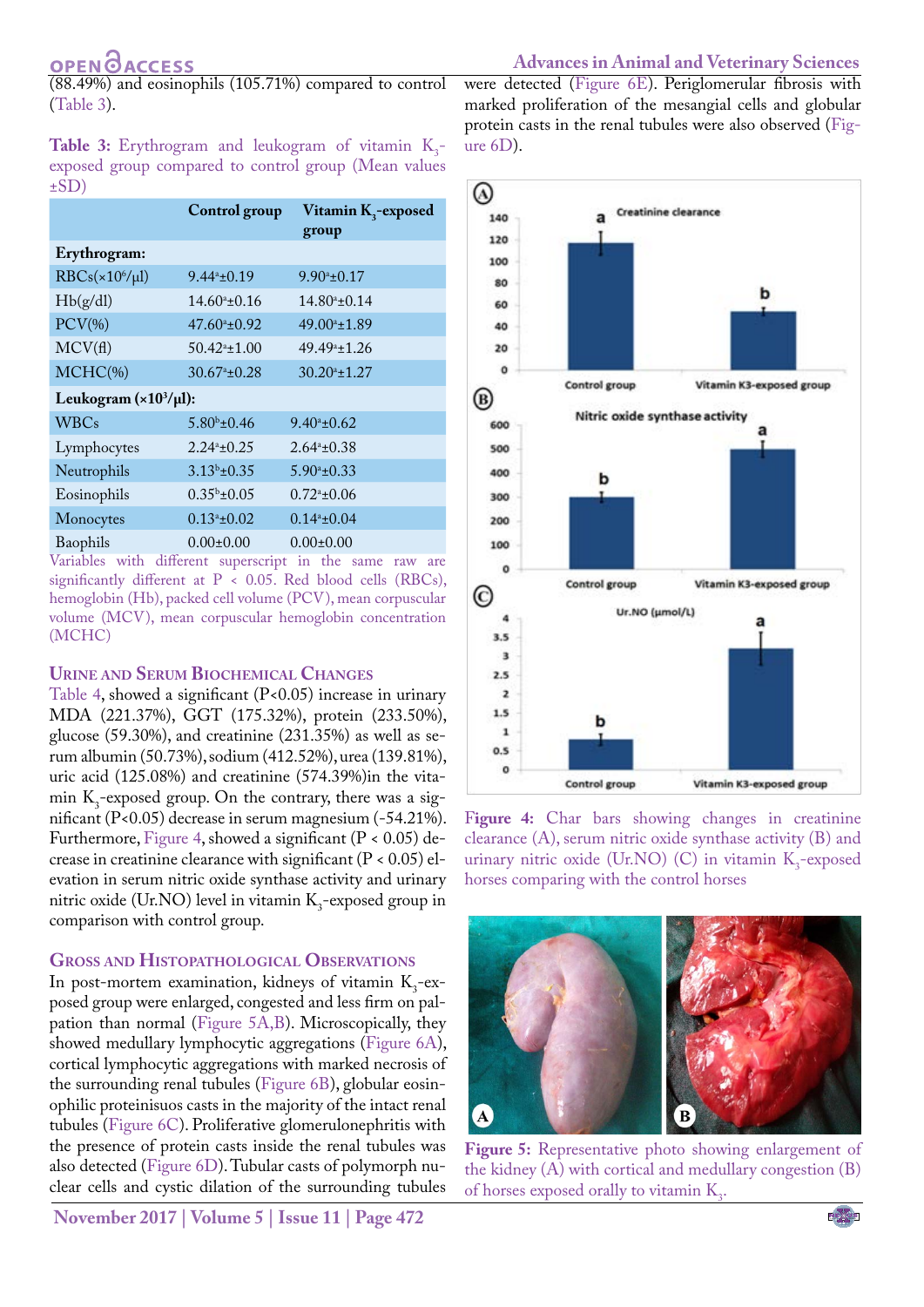(88.49%) and eosinophils (105.71%) compared to control (Table 3).

**Table 3:** Erythrogram and leukogram of vitamin $K_3$-exposed group compared to control group (Mean values ±SD)

| | Control group | Vitamin $K_3$-exposed group |
|---|---|---|
| **Erythrogram:** | | |
| RBCs(×10⁶/µl) | $9.44^{a}$±0.19 | $9.90^{a}$±0.17 |
| Hb(g/dl) | $14.60^{a}$±0.16 | $14.80^{a}$±0.14 |
| PCV(%) | $47.60^{a}$±0.92 | $49.00^{a}$±1.89 |
| MCV(fl) | $50.42^{a}$±1.00 | $49.49^{a}$±1.26 |
| MCHC(%) | $30.67^{a}$±0.28 | $30.20^{a}$±1.27 |
| **Leukogram (×10³/µl):** | | |
| WBCs | $5.80^{b}$±0.46 | $9.40^{a}$±0.62 |
| Lymphocytes | $2.24^{a}$±0.25 | $2.64^{a}$±0.38 |
| Neutrophils | $3.13^{b}$±0.35 | $5.90^{a}$±0.33 |
| Eosinophils | $0.35^{b}$±0.05 | $0.72^{a}$±0.06 |
| Monocytes | $0.13^{a}$±0.02 | $0.14^{a}$±0.04 |
| Baophils | 0.00±0.00 | 0.00±0.00 |

Variables with different superscript in the same raw are significantly different at P < 0.05. Red blood cells (RBCs), hemoglobin (Hb), packed cell volume (PCV), mean corpuscular volume (MCV), mean corpuscular hemoglobin concentration (MCHC)

## Urine and Serum Biochemical Changes

Table 4, showed a significant (P<0.05) increase in urinary MDA (221.37%), GGT (175.32%), protein (233.50%), glucose (59.30%), and creatinine (231.35%) as well as serum albumin (50.73%), sodium (412.52%), urea (139.81%), uric acid (125.08%) and creatinine (574.39%)in the vitamin $K_3$-exposed group. On the contrary, there was a significant (P<0.05) decrease in serum magnesium (-54.21%). Furthermore, Figure 4, showed a significant (P < 0.05) decrease in creatinine clearance with significant (P < 0.05) elevation in serum nitric oxide synthase activity and urinary nitric oxide (Ur.NO) level in vitamin $K_3$-exposed group in comparison with control group.

## Gross and Histopathological Observations

In post-mortem examination, kidneys of vitamin $K_3$-exposed group were enlarged, congested and less firm on palpation than normal (Figure 5A,B). Microscopically, they showed medullary lymphocytic aggregations (Figure 6A), cortical lymphocytic aggregations with marked necrosis of the surrounding renal tubules (Figure 6B), globular eosinophilic proteinisuos casts in the majority of the intact renal tubules (Figure 6C). Proliferative glomerulonephritis with the presence of protein casts inside the renal tubules was also detected (Figure 6D). Tubular casts of polymorph nuclear cells and cystic dilation of the surrounding tubules were detected (Figure 6E). Periglomerular fibrosis with marked proliferation of the mesangial cells and globular protein casts in the renal tubules were also observed (Figure 6D).

**Figure 4:** Char bars showing changes in creatinine clearance (A), serum nitric oxide synthase activity (B) and urinary nitric oxide (Ur.NO) (C) in vitamin $K_3$-exposed horses comparing with the control horses

**Figure 5:** Representative photo showing enlargement of the kidney (A) with cortical and medullary congestion (B) of horses exposed orally to vitamin $K_3$.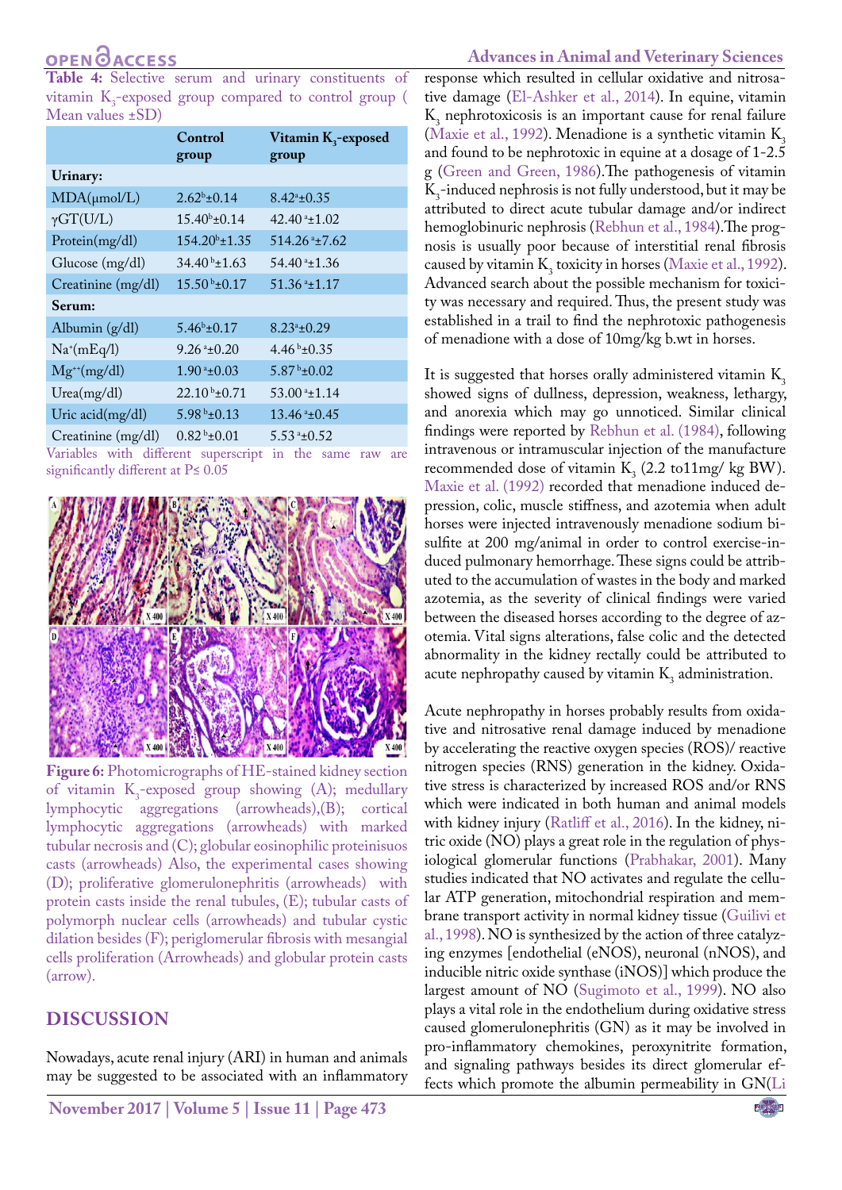**Table 4:** Selective serum and urinary constituents of vitamin $K_3$-exposed group compared to control group ( Mean values ±SD)

| | Control group | Vitamin $K_3$-exposed group |
|---|---|---|
| **Urinary:** | | |
| MDA(μmol/L) | $2.62^b$±0.14 | $8.42^a$±0.35 |
| γGT(U/L) | $15.40^b$±0.14 | $42.40^a$±1.02 |
| Protein(mg/dl) | $154.20^b$±1.35 | $514.26^a$±7.62 |
| Glucose (mg/dl) | $34.40^b$±1.63 | $54.40^a$±1.36 |
| Creatinine (mg/dl) | $15.50^b$±0.17 | $51.36^a$±1.17 |
| **Serum:** | | |
| Albumin (g/dl) | $5.46^b$±0.17 | $8.23^a$±0.29 |
| $Na^+$(mEq/l) | $9.26^a$±0.20 | $4.46^b$±0.35 |
| $Mg^{++}$(mg/dl) | $1.90^a$±0.03 | $5.87^b$±0.02 |
| Urea(mg/dl) | $22.10^b$±0.71 | $53.00^a$±1.14 |
| Uric acid(mg/dl) | $5.98^b$±0.13 | $13.46^a$±0.45 |
| Creatinine (mg/dl) | $0.82^b$±0.01 | $5.53^a$±0.52 |

Variables with different superscript in the same raw are significantly different at P≤ 0.05

**Figure 6:** Photomicrographs of HE-stained kidney section of vitamin $K_3$-exposed group showing (A); medullary lymphocytic aggregations (arrowheads),(B); cortical lymphocytic aggregations (arrowheads) with marked tubular necrosis and (C); globular eosinophilic proteinisuos casts (arrowheads) Also, the experimental cases showing (D); proliferative glomerulonephritis (arrowheads) with protein casts inside the renal tubules, (E); tubular casts of polymorph nuclear cells (arrowheads) and tubular cystic dilation besides (F); periglomerular fibrosis with mesangial cells proliferation (Arrowheads) and globular protein casts (arrow).

## DISCUSSION

Nowadays, acute renal injury (ARI) in human and animals may be suggested to be associated with an inflammatory response which resulted in cellular oxidative and nitrosative damage (El-Ashker et al., 2014). In equine, vitamin $K_3$ nephrotoxicosis is an important cause for renal failure (Maxie et al., 1992). Menadione is a synthetic vitamin $K_3$ and found to be nephrotoxic in equine at a dosage of 1-2.5 g (Green and Green, 1986).The pathogenesis of vitamin $K_3$-induced nephrosis is not fully understood, but it may be attributed to direct acute tubular damage and/or indirect hemoglobinuric nephrosis (Rebhun et al., 1984).The prognosis is usually poor because of interstitial renal fibrosis caused by vitamin $K_3$ toxicity in horses (Maxie et al., 1992). Advanced search about the possible mechanism for toxicity was necessary and required. Thus, the present study was established in a trail to find the nephrotoxic pathogenesis of menadione with a dose of 10mg/kg b.wt in horses.

It is suggested that horses orally administered vitamin $K_3$ showed signs of dullness, depression, weakness, lethargy, and anorexia which may go unnoticed. Similar clinical findings were reported by Rebhun et al. (1984), following intravenous or intramuscular injection of the manufacture recommended dose of vitamin $K_3$ (2.2 to11mg/ kg BW). Maxie et al. (1992) recorded that menadione induced depression, colic, muscle stiffness, and azotemia when adult horses were injected intravenously menadione sodium bisulfite at 200 mg/animal in order to control exercise-induced pulmonary hemorrhage. These signs could be attributed to the accumulation of wastes in the body and marked azotemia, as the severity of clinical findings were varied between the diseased horses according to the degree of azotemia. Vital signs alterations, false colic and the detected abnormality in the kidney rectally could be attributed to acute nephropathy caused by vitamin $K_3$ administration.

Acute nephropathy in horses probably results from oxidative and nitrosative renal damage induced by menadione by accelerating the reactive oxygen species (ROS)/ reactive nitrogen species (RNS) generation in the kidney. Oxidative stress is characterized by increased ROS and/or RNS which were indicated in both human and animal models with kidney injury (Ratliff et al., 2016). In the kidney, nitric oxide (NO) plays a great role in the regulation of physiological glomerular functions (Prabhakar, 2001). Many studies indicated that NO activates and regulate the cellular ATP generation, mitochondrial respiration and membrane transport activity in normal kidney tissue (Guilivi et al., 1998). NO is synthesized by the action of three catalyzing enzymes [endothelial (eNOS), neuronal (nNOS), and inducible nitric oxide synthase (iNOS)] which produce the largest amount of NO (Sugimoto et al., 1999). NO also plays a vital role in the endothelium during oxidative stress caused glomerulonephritis (GN) as it may be involved in pro-inflammatory chemokines, peroxynitrite formation, and signaling pathways besides its direct glomerular effects which promote the albumin permeability in GN(Li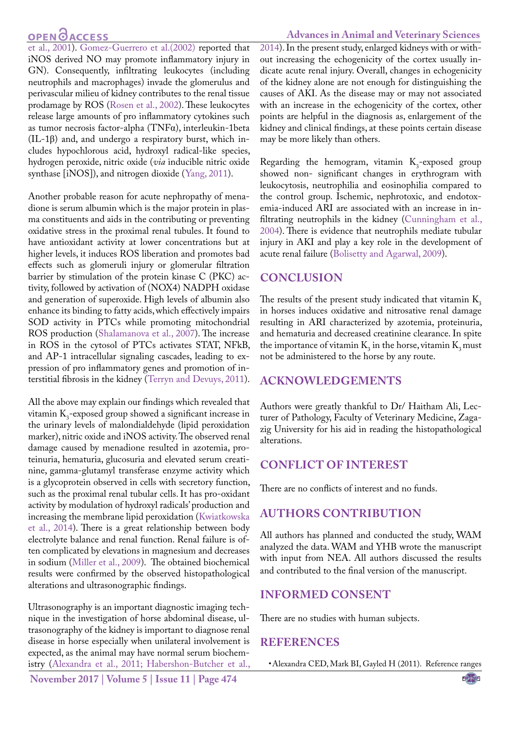et al., 2001). Gomez-Guerrero et al.(2002) reported that iNOS derived NO may promote inflammatory injury in GN). Consequently, infiltrating leukocytes (including neutrophils and macrophages) invade the glomerulus and perivascular milieu of kidney contributes to the renal tissue prodamage by ROS (Rosen et al., 2002). These leukocytes release large amounts of pro inflammatory cytokines such as tumor necrosis factor-alpha (TNFα), interleukin-1beta (IL-1β) and, and undergo a respiratory burst, which includes hypochlorous acid, hydroxyl radical-like species, hydrogen peroxide, nitric oxide (*via* inducible nitric oxide synthase [iNOS]), and nitrogen dioxide (Yang, 2011).

Another probable reason for acute nephropathy of menadione is serum albumin which is the major protein in plasma constituents and aids in the contributing or preventing oxidative stress in the proximal renal tubules. It found to have antioxidant activity at lower concentrations but at higher levels, it induces ROS liberation and promotes bad effects such as glomeruli injury or glomerular filtration barrier by stimulation of the protein kinase C (PKC) activity, followed by activation of (NOX4) NADPH oxidase and generation of superoxide. High levels of albumin also enhance its binding to fatty acids, which effectively impairs SOD activity in PTCs while promoting mitochondrial ROS production (Shalamanova et al., 2007). The increase in ROS in the cytosol of PTCs activates STAT, NFkB, and AP-1 intracellular signaling cascades, leading to expression of pro inflammatory genes and promotion of interstitial fibrosis in the kidney (Terryn and Devuys, 2011).

All the above may explain our findings which revealed that vitamin $K_3$-exposed group showed a significant increase in the urinary levels of malondialdehyde (lipid peroxidation marker), nitric oxide and iNOS activity. The observed renal damage caused by menadione resulted in azotemia, proteinuria, hematuria, glucosuria and elevated serum creatinine, gamma-glutamyl transferase enzyme activity which is a glycoprotein observed in cells with secretory function, such as the proximal renal tubular cells. It has pro-oxidant activity by modulation of hydroxyl radicals' production and increasing the membrane lipid peroxidation (Kwiatkowska et al., 2014). There is a great relationship between body electrolyte balance and renal function. Renal failure is often complicated by elevations in magnesium and decreases in sodium (Miller et al., 2009). The obtained biochemical results were confirmed by the observed histopathological alterations and ultrasonographic findings.

Ultrasonography is an important diagnostic imaging technique in the investigation of horse abdominal disease, ultrasonography of the kidney is important to diagnose renal disease in horse especially when unilateral involvement is expected, as the animal may have normal serum biochemistry (Alexandra et al., 2011; Habershon-Butcher et al., 2014). In the present study, enlarged kidneys with or without increasing the echogenicity of the cortex usually indicate acute renal injury. Overall, changes in echogenicity of the kidney alone are not enough for distinguishing the causes of AKI. As the disease may or may not associated with an increase in the echogenicity of the cortex, other points are helpful in the diagnosis as, enlargement of the kidney and clinical findings, at these points certain disease may be more likely than others.

Regarding the hemogram, vitamin $K_3$-exposed group showed non- significant changes in erythrogram with leukocytosis, neutrophilia and eosinophilia compared to the control group. Ischemic, nephrotoxic, and endotoxemia-induced ARI are associated with an increase in infiltrating neutrophils in the kidney (Cunningham et al., 2004). There is evidence that neutrophils mediate tubular injury in AKI and play a key role in the development of acute renal failure (Bolisetty and Agarwal, 2009).

## CONCLUSION

The results of the present study indicated that vitamin $K_3$ in horses induces oxidative and nitrosative renal damage resulting in ARI characterized by azotemia, proteinuria, and hematuria and decreased creatinine clearance. In spite the importance of vitamin $K_3$ in the horse, vitamin $K_3$ must not be administered to the horse by any route.

## ACKNOWLEDGEMENTS

Authors were greatly thankful to Dr/ Haitham Ali, Lecturer of Pathology, Faculty of Veterinary Medicine, Zagazig University for his aid in reading the histopathological alterations.

## CONFLICT OF INTEREST

There are no conflicts of interest and no funds.

## AUTHORS CONTRIBUTION

All authors has planned and conducted the study, WAM analyzed the data. WAM and YHB wrote the manuscript with input from NEA. All authors discussed the results and contributed to the final version of the manuscript.

## INFORMED CONSENT

There are no studies with human subjects.

## REFERENCES

- Alexandra CED, Mark BI, Gayled H (2011). Reference ranges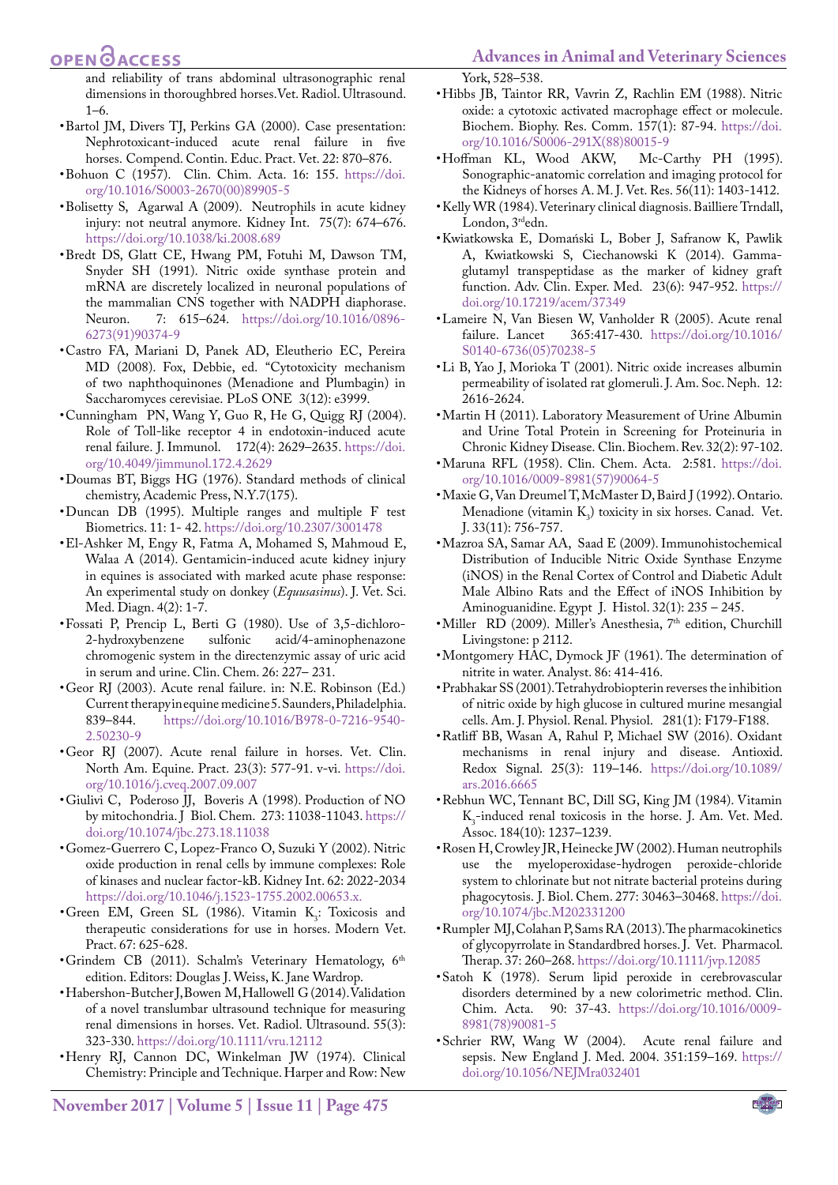and reliability of trans abdominal ultrasonographic renal dimensions in thoroughbred horses. Vet. Radiol. Ultrasound. 1–6.

- Bartol JM, Divers TJ, Perkins GA (2000). Case presentation: Nephrotoxicant-induced acute renal failure in five horses. Compend. Contin. Educ. Pract. Vet. 22: 870–876.
- Bohuon C (1957). Clin. Chim. Acta. 16: 155. https://doi.org/10.1016/S0003-2670(00)89905-5
- Bolisetty S, Agarwal A (2009). Neutrophils in acute kidney injury: not neutral anymore. Kidney Int. 75(7): 674–676. https://doi.org/10.1038/ki.2008.689
- Bredt DS, Glatt CE, Hwang PM, Fotuhi M, Dawson TM, Snyder SH (1991). Nitric oxide synthase protein and mRNA are discretely localized in neuronal populations of the mammalian CNS together with NADPH diaphorase. Neuron. 7: 615–624. https://doi.org/10.1016/0896-6273(91)90374-9
- Castro FA, Mariani D, Panek AD, Eleutherio EC, Pereira MD (2008). Fox, Debbie, ed. "Cytotoxicity mechanism of two naphthoquinones (Menadione and Plumbagin) in Saccharomyces cerevisiae. PLoS ONE 3(12): e3999.
- Cunningham PN, Wang Y, Guo R, He G, Quigg RJ (2004). Role of Toll-like receptor 4 in endotoxin-induced acute renal failure. J. Immunol. 172(4): 2629–2635. https://doi.org/10.4049/jimmunol.172.4.2629
- Doumas BT, Biggs HG (1976). Standard methods of clinical chemistry, Academic Press, N.Y.7(175).
- Duncan DB (1995). Multiple ranges and multiple F test Biometrics. 11: 1- 42. https://doi.org/10.2307/3001478
- El-Ashker M, Engy R, Fatma A, Mohamed S, Mahmoud E, Walaa A (2014). Gentamicin-induced acute kidney injury in equines is associated with marked acute phase response: An experimental study on donkey (*Equusasinus*). J. Vet. Sci. Med. Diagn. 4(2): 1-7.
- Fossati P, Prencip L, Berti G (1980). Use of 3,5-dichloro-2-hydroxybenzene sulfonic acid/4-aminophenazone chromogenic system in the directenzymic assay of uric acid in serum and urine. Clin. Chem. 26: 227– 231.
- Geor RJ (2003). Acute renal failure. in: N.E. Robinson (Ed.) Current therapy in equine medicine 5. Saunders, Philadelphia. 839–844. https://doi.org/10.1016/B978-0-7216-9540-2.50230-9
- Geor RJ (2007). Acute renal failure in horses. Vet. Clin. North Am. Equine. Pract. 23(3): 577-91. v-vi. https://doi.org/10.1016/j.cveq.2007.09.007
- Giulivi C, Poderoso JJ, Boveris A (1998). Production of NO by mitochondria. J Biol. Chem. 273: 11038-11043. https://doi.org/10.1074/jbc.273.18.11038
- Gomez-Guerrero C, Lopez-Franco O, Suzuki Y (2002). Nitric oxide production in renal cells by immune complexes: Role of kinases and nuclear factor-kB. Kidney Int. 62: 2022-2034 https://doi.org/10.1046/j.1523-1755.2002.00653.x.
- Green EM, Green SL (1986). Vitamin $K_3$: Toxicosis and therapeutic considerations for use in horses. Modern Vet. Pract. 67: 625-628.
- Grindem CB (2011). Schalm's Veterinary Hematology, 6th edition. Editors: Douglas J. Weiss, K. Jane Wardrop.
- Habershon-Butcher J, Bowen M, Hallowell G (2014). Validation of a novel translumbar ultrasound technique for measuring renal dimensions in horses. Vet. Radiol. Ultrasound. 55(3): 323-330. https://doi.org/10.1111/vru.12112
- Henry RJ, Cannon DC, Winkelman JW (1974). Clinical Chemistry: Principle and Technique. Harper and Row: New York, 528–538.
- Hibbs JB, Taintor RR, Vavrin Z, Rachlin EM (1988). Nitric oxide: a cytotoxic activated macrophage effect or molecule. Biochem. Biophy. Res. Comm. 157(1): 87-94. https://doi.org/10.1016/S0006-291X(88)80015-9
- Hoffman KL, Wood AKW, Mc-Carthy PH (1995). Sonographic-anatomic correlation and imaging protocol for the Kidneys of horses A. M. J. Vet. Res. 56(11): 1403-1412.
- Kelly WR (1984). Veterinary clinical diagnosis. Bailliere Trndall, London, 3rd edn.
- Kwiatkowska E, Domański L, Bober J, Safranow K, Pawlik A, Kwiatkowski S, Ciechanowski K (2014). Gamma-glutamyl transpeptidase as the marker of kidney graft function. Adv. Clin. Exper. Med. 23(6): 947-952. https://doi.org/10.17219/acem/37349
- Lameire N, Van Biesen W, Vanholder R (2005). Acute renal failure. Lancet 365:417-430. https://doi.org/10.1016/S0140-6736(05)70238-5
- Li B, Yao J, Morioka T (2001). Nitric oxide increases albumin permeability of isolated rat glomeruli. J. Am. Soc. Neph. 12: 2616-2624.
- Martin H (2011). Laboratory Measurement of Urine Albumin and Urine Total Protein in Screening for Proteinuria in Chronic Kidney Disease. Clin. Biochem. Rev. 32(2): 97-102.
- Maruna RFL (1958). Clin. Chem. Acta. 2:581. https://doi.org/10.1016/0009-8981(57)90064-5
- Maxie G, Van Dreumel T, McMaster D, Baird J (1992). Ontario. Menadione (vitamin $K_3$) toxicity in six horses. Canad. Vet. J. 33(11): 756-757.
- Mazroa SA, Samar AA, Saad E (2009). Immunohistochemical Distribution of Inducible Nitric Oxide Synthase Enzyme (iNOS) in the Renal Cortex of Control and Diabetic Adult Male Albino Rats and the Effect of iNOS Inhibition by Aminoguanidine. Egypt J. Histol. 32(1): 235 – 245.
- Miller RD (2009). Miller's Anesthesia, 7th edition, Churchill Livingstone: p 2112.
- Montgomery HAC, Dymock JF (1961). The determination of nitrite in water. Analyst. 86: 414-416.
- Prabhakar SS (2001). Tetrahydrobiopterin reverses the inhibition of nitric oxide by high glucose in cultured murine mesangial cells. Am. J. Physiol. Renal. Physiol. 281(1): F179-F188.
- Ratliff BB, Wasan A, Rahul P, Michael SW (2016). Oxidant mechanisms in renal injury and disease. Antioxid. Redox Signal. 25(3): 119–146. https://doi.org/10.1089/ars.2016.6665
- Rebhun WC, Tennant BC, Dill SG, King JM (1984). Vitamin $K_3$-induced renal toxicosis in the horse. J. Am. Vet. Med. Assoc. 184(10): 1237–1239.
- Rosen H, Crowley JR, Heinecke JW (2002). Human neutrophils use the myeloperoxidase-hydrogen peroxide-chloride system to chlorinate but not nitrate bacterial proteins during phagocytosis. J. Biol. Chem. 277: 30463–30468. https://doi.org/10.1074/jbc.M202331200
- Rumpler MJ, Colahan P, Sams RA (2013). The pharmacokinetics of glycopyrrolate in Standardbred horses. J. Vet. Pharmacol. Therap. 37: 260–268. https://doi.org/10.1111/jvp.12085
- Satoh K (1978). Serum lipid peroxide in cerebrovascular disorders determined by a new colorimetric method. Clin. Chim. Acta. 90: 37-43. https://doi.org/10.1016/0009-8981(78)90081-5
- Schrier RW, Wang W (2004). Acute renal failure and sepsis. New England J. Med. 2004. 351:159–169. https://doi.org/10.1056/NEJMra032401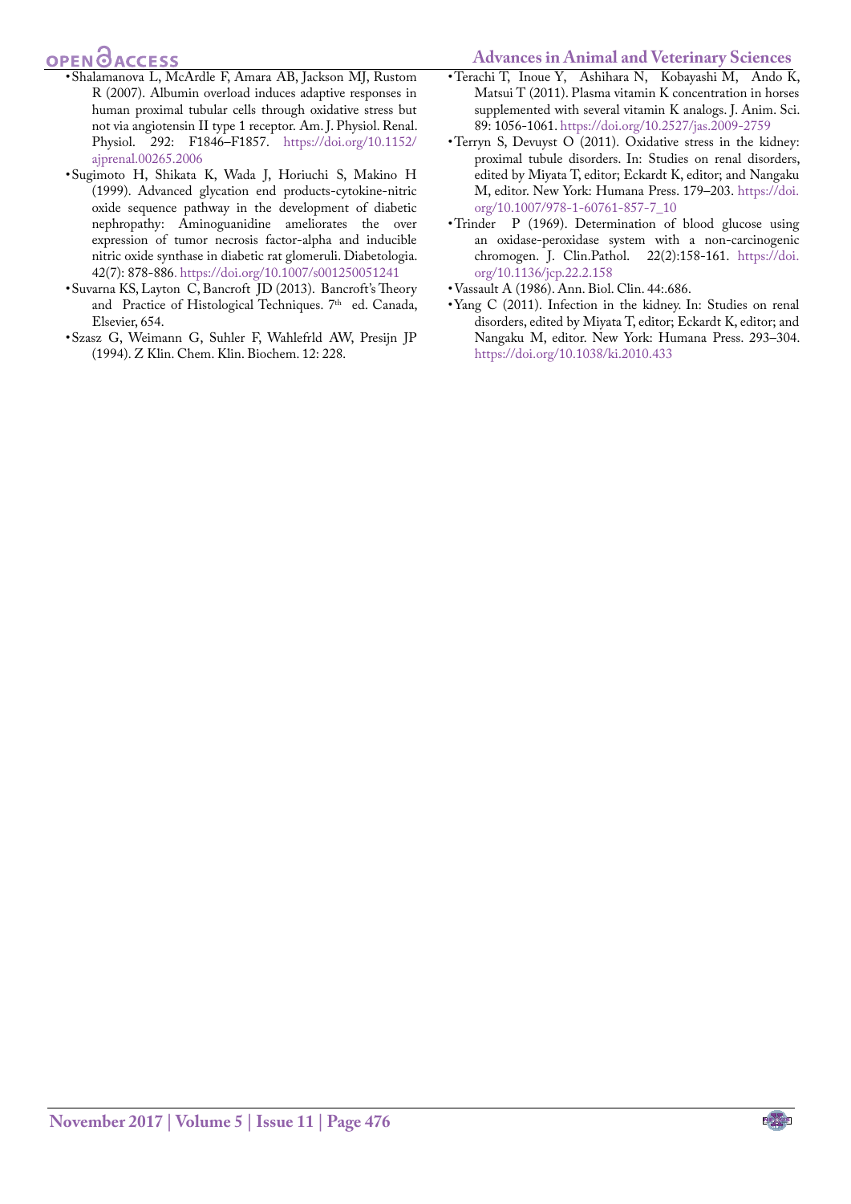- Shalamanova L, McArdle F, Amara AB, Jackson MJ, Rustom R (2007). Albumin overload induces adaptive responses in human proximal tubular cells through oxidative stress but not via angiotensin II type 1 receptor. Am. J. Physiol. Renal. Physiol. 292: F1846–F1857. https://doi.org/10.1152/ajprenal.00265.2006
- Sugimoto H, Shikata K, Wada J, Horiuchi S, Makino H (1999). Advanced glycation end products-cytokine-nitric oxide sequence pathway in the development of diabetic nephropathy: Aminoguanidine ameliorates the over expression of tumor necrosis factor-alpha and inducible nitric oxide synthase in diabetic rat glomeruli. Diabetologia. 42(7): 878-886. https://doi.org/10.1007/s001250051241
- Suvarna KS, Layton C, Bancroft JD (2013). Bancroft's Theory and Practice of Histological Techniques. 7th ed. Canada, Elsevier, 654.
- Szasz G, Weimann G, Suhler F, Wahlefrld AW, Presijn JP (1994). Z Klin. Chem. Klin. Biochem. 12: 228.
- Terachi T, Inoue Y, Ashihara N, Kobayashi M, Ando K, Matsui T (2011). Plasma vitamin K concentration in horses supplemented with several vitamin K analogs. J. Anim. Sci. 89: 1056-1061. https://doi.org/10.2527/jas.2009-2759
- Terryn S, Devuyst O (2011). Oxidative stress in the kidney: proximal tubule disorders. In: Studies on renal disorders, edited by Miyata T, editor; Eckardt K, editor; and Nangaku M, editor. New York: Humana Press. 179–203. https://doi.org/10.1007/978-1-60761-857-7_10
- Trinder P (1969). Determination of blood glucose using an oxidase-peroxidase system with a non-carcinogenic chromogen. J. Clin.Pathol. 22(2):158-161. https://doi.org/10.1136/jcp.22.2.158
- Vassault A (1986). Ann. Biol. Clin. 44:.686.
- Yang C (2011). Infection in the kidney. In: Studies on renal disorders, edited by Miyata T, editor; Eckardt K, editor; and Nangaku M, editor. New York: Humana Press. 293–304. https://doi.org/10.1038/ki.2010.433